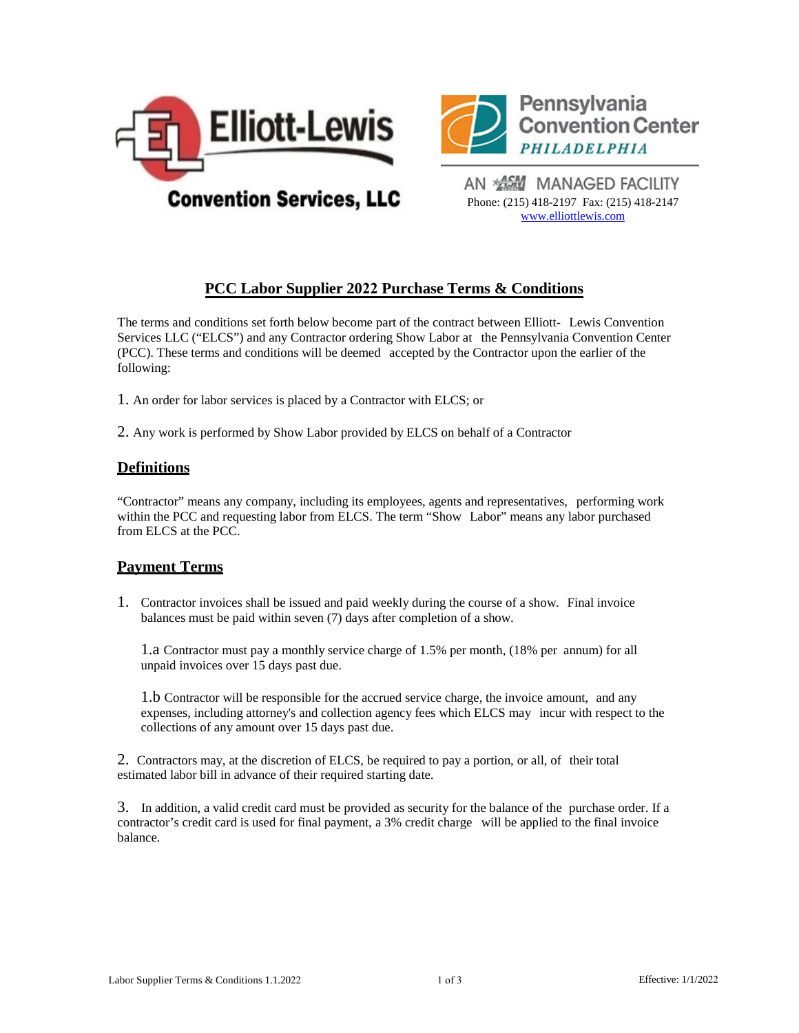Elliott-Lewis Convention Services, LLC

Pennsylvania Convention Center PHILADELPHIA

AN ASM MANAGED FACILITY

Phone: (215) 418-2197 Fax: (215) 418-2147
www.elliottlewis.com

# PCC Labor Supplier 2022 Purchase Terms & Conditions

The terms and conditions set forth below become part of the contract between Elliott- Lewis Convention Services LLC ("ELCS") and any Contractor ordering Show Labor at the Pennsylvania Convention Center (PCC). These terms and conditions will be deemed accepted by the Contractor upon the earlier of the following:

1. An order for labor services is placed by a Contractor with ELCS; or

2. Any work is performed by Show Labor provided by ELCS on behalf of a Contractor

## Definitions

"Contractor" means any company, including its employees, agents and representatives, performing work within the PCC and requesting labor from ELCS. The term "Show Labor" means any labor purchased from ELCS at the PCC.

## Payment Terms

1. Contractor invoices shall be issued and paid weekly during the course of a show. Final invoice balances must be paid within seven (7) days after completion of a show.

   1.a Contractor must pay a monthly service charge of 1.5% per month, (18% per annum) for all unpaid invoices over 15 days past due.

   1.b Contractor will be responsible for the accrued service charge, the invoice amount, and any expenses, including attorney's and collection agency fees which ELCS may incur with respect to the collections of any amount over 15 days past due.

2. Contractors may, at the discretion of ELCS, be required to pay a portion, or all, of their total estimated labor bill in advance of their required starting date.

3. In addition, a valid credit card must be provided as security for the balance of the purchase order. If a contractor's credit card is used for final payment, a 3% credit charge will be applied to the final invoice balance.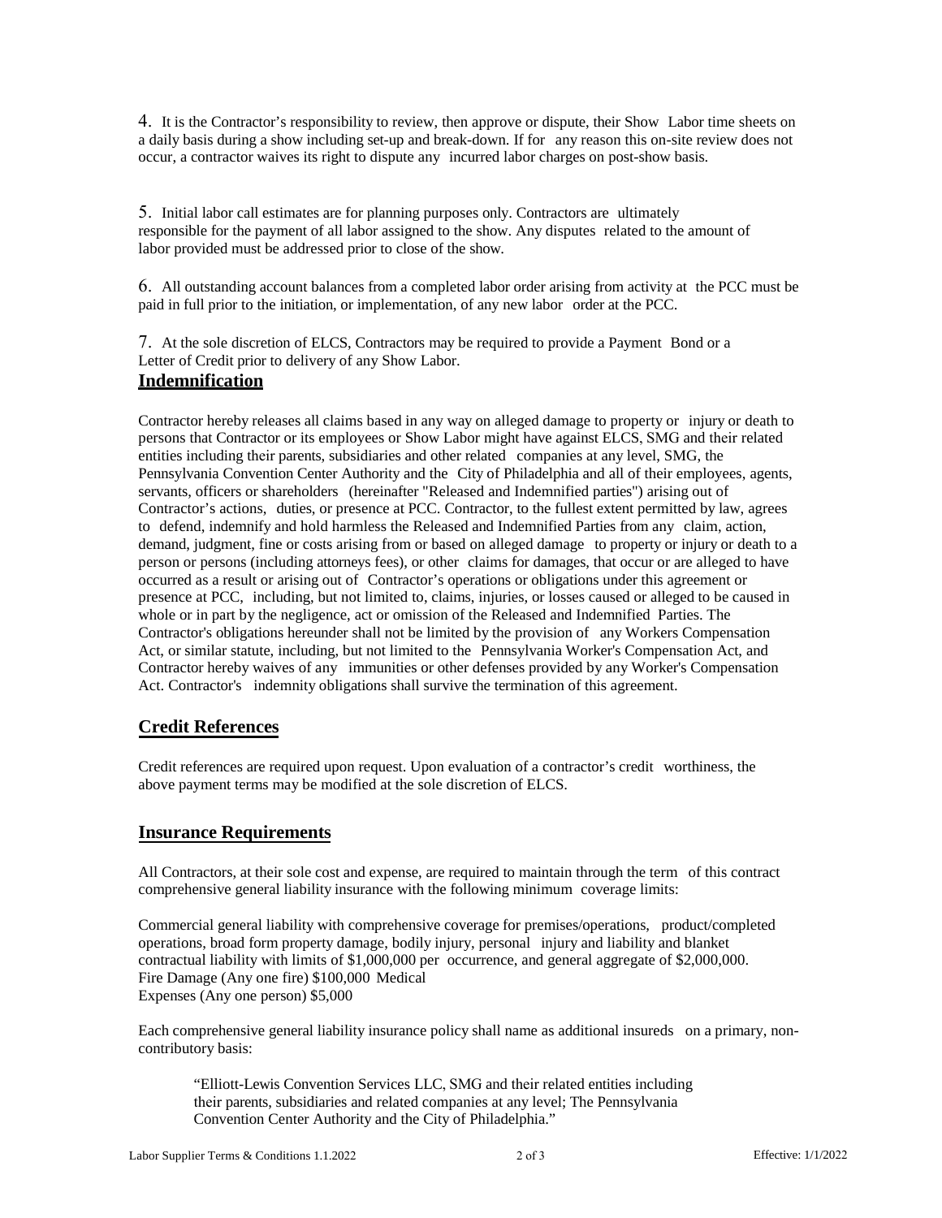4. It is the Contractor's responsibility to review, then approve or dispute, their Show Labor time sheets on a daily basis during a show including set-up and break-down. If for any reason this on-site review does not occur, a contractor waives its right to dispute any incurred labor charges on post-show basis.

5. Initial labor call estimates are for planning purposes only. Contractors are ultimately responsible for the payment of all labor assigned to the show. Any disputes related to the amount of labor provided must be addressed prior to close of the show.

6. All outstanding account balances from a completed labor order arising from activity at the PCC must be paid in full prior to the initiation, or implementation, of any new labor order at the PCC.

7. At the sole discretion of ELCS, Contractors may be required to provide a Payment Bond or a Letter of Credit prior to delivery of any Show Labor.

## Indemnification

Contractor hereby releases all claims based in any way on alleged damage to property or injury or death to persons that Contractor or its employees or Show Labor might have against ELCS, SMG and their related entities including their parents, subsidiaries and other related companies at any level, SMG, the Pennsylvania Convention Center Authority and the City of Philadelphia and all of their employees, agents, servants, officers or shareholders (hereinafter "Released and Indemnified parties") arising out of Contractor's actions, duties, or presence at PCC. Contractor, to the fullest extent permitted by law, agrees to defend, indemnify and hold harmless the Released and Indemnified Parties from any claim, action, demand, judgment, fine or costs arising from or based on alleged damage to property or injury or death to a person or persons (including attorneys fees), or other claims for damages, that occur or are alleged to have occurred as a result or arising out of Contractor's operations or obligations under this agreement or presence at PCC, including, but not limited to, claims, injuries, or losses caused or alleged to be caused in whole or in part by the negligence, act or omission of the Released and Indemnified Parties. The Contractor's obligations hereunder shall not be limited by the provision of any Workers Compensation Act, or similar statute, including, but not limited to the Pennsylvania Worker's Compensation Act, and Contractor hereby waives of any immunities or other defenses provided by any Worker's Compensation Act. Contractor's indemnity obligations shall survive the termination of this agreement.

## Credit References

Credit references are required upon request. Upon evaluation of a contractor's credit worthiness, the above payment terms may be modified at the sole discretion of ELCS.

## Insurance Requirements

All Contractors, at their sole cost and expense, are required to maintain through the term of this contract comprehensive general liability insurance with the following minimum coverage limits:

Commercial general liability with comprehensive coverage for premises/operations, product/completed operations, broad form property damage, bodily injury, personal injury and liability and blanket contractual liability with limits of $1,000,000 per occurrence, and general aggregate of $2,000,000.
Fire Damage (Any one fire) $100,000 Medical
Expenses (Any one person) $5,000

Each comprehensive general liability insurance policy shall name as additional insureds on a primary, non-contributory basis:

> "Elliott-Lewis Convention Services LLC, SMG and their related entities including their parents, subsidiaries and related companies at any level; The Pennsylvania Convention Center Authority and the City of Philadelphia."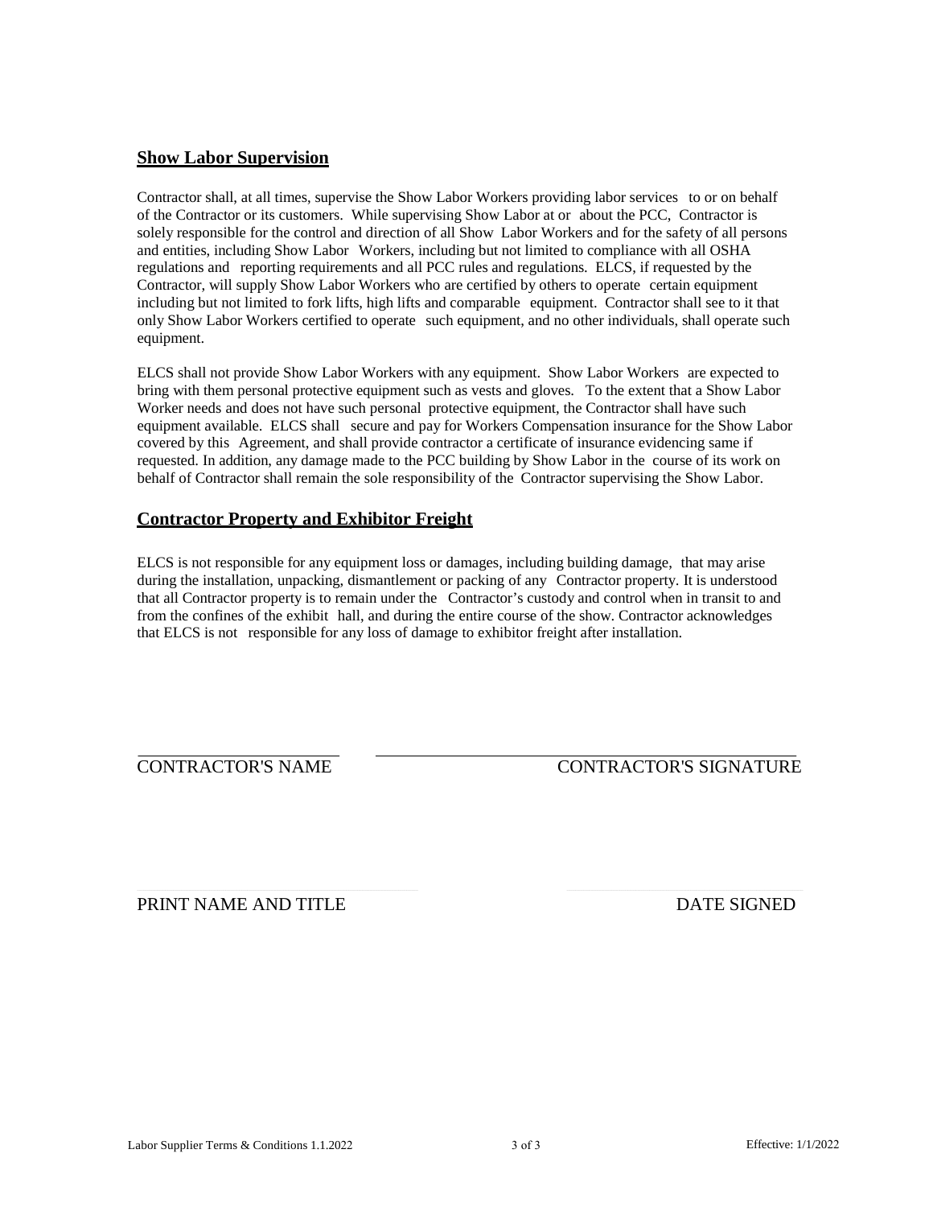## Show Labor Supervision

Contractor shall, at all times, supervise the Show Labor Workers providing labor services to or on behalf of the Contractor or its customers. While supervising Show Labor at or about the PCC, Contractor is solely responsible for the control and direction of all Show Labor Workers and for the safety of all persons and entities, including Show Labor Workers, including but not limited to compliance with all OSHA regulations and reporting requirements and all PCC rules and regulations. ELCS, if requested by the Contractor, will supply Show Labor Workers who are certified by others to operate certain equipment including but not limited to fork lifts, high lifts and comparable equipment. Contractor shall see to it that only Show Labor Workers certified to operate such equipment, and no other individuals, shall operate such equipment.

ELCS shall not provide Show Labor Workers with any equipment. Show Labor Workers are expected to bring with them personal protective equipment such as vests and gloves. To the extent that a Show Labor Worker needs and does not have such personal protective equipment, the Contractor shall have such equipment available. ELCS shall secure and pay for Workers Compensation insurance for the Show Labor covered by this Agreement, and shall provide contractor a certificate of insurance evidencing same if requested. In addition, any damage made to the PCC building by Show Labor in the course of its work on behalf of Contractor shall remain the sole responsibility of the Contractor supervising the Show Labor.

## Contractor Property and Exhibitor Freight

ELCS is not responsible for any equipment loss or damages, including building damage, that may arise during the installation, unpacking, dismantlement or packing of any Contractor property. It is understood that all Contractor property is to remain under the Contractor's custody and control when in transit to and from the confines of the exhibit hall, and during the entire course of the show. Contractor acknowledges that ELCS is not responsible for any loss of damage to exhibitor freight after installation.

CONTRACTOR'S NAME &emsp;&emsp;&emsp;&emsp; CONTRACTOR'S SIGNATURE

PRINT NAME AND TITLE &emsp;&emsp;&emsp;&emsp; DATE SIGNED